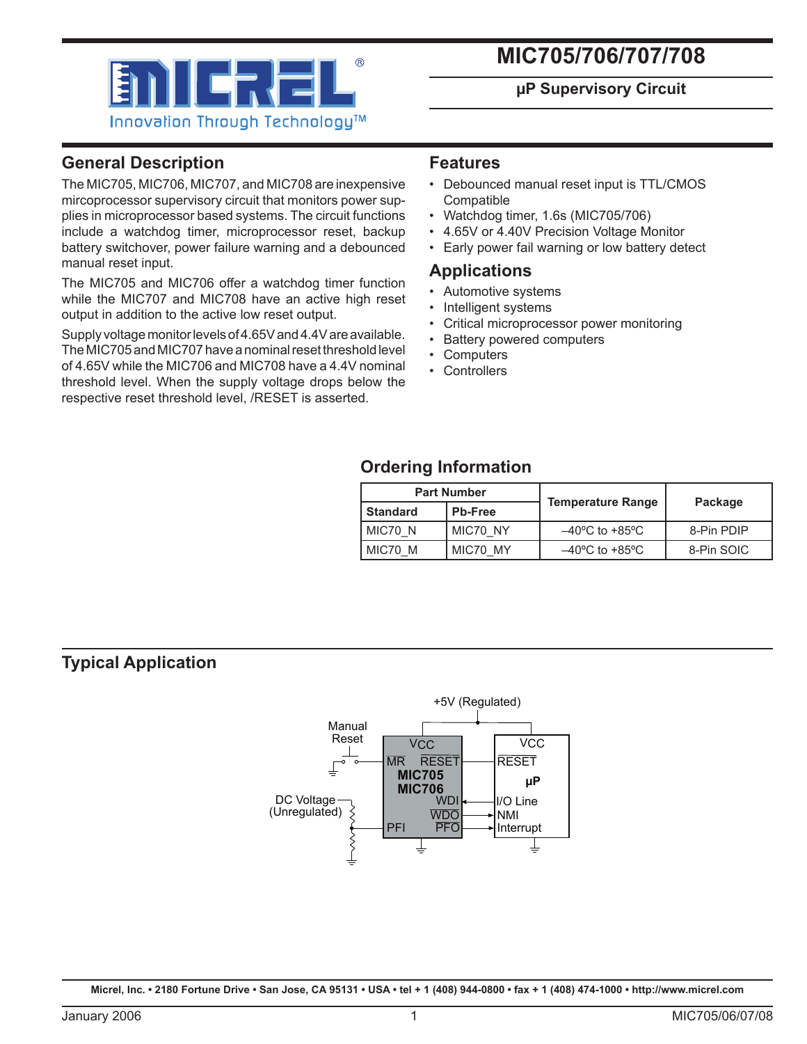# MIC705/706/707/708

**µP Supervisory Circuit**

## General Description

The MIC705, MIC706, MIC707, and MIC708 are inexpensive mircoprocessor supervisory circuit that monitors power supplies in microprocessor based systems. The circuit functions include a watchdog timer, microprocessor reset, backup battery switchover, power failure warning and a debounced manual reset input.

The MIC705 and MIC706 offer a watchdog timer function while the MIC707 and MIC708 have an active high reset output in addition to the active low reset output.

Supply voltage monitor levels of 4.65V and 4.4V are available. The MIC705 and MIC707 have a nominal reset threshold level of 4.65V while the MIC706 and MIC708 have a 4.4V nominal threshold level. When the supply voltage drops below the respective reset threshold level, /RESET is asserted.

## Features

- Debounced manual reset input is TTL/CMOS Compatible
- Watchdog timer, 1.6s (MIC705/706)
- 4.65V or 4.40V Precision Voltage Monitor
- Early power fail warning or low battery detect

## Applications

- Automotive systems
- Intelligent systems
- Critical microprocessor power monitoring
- Battery powered computers
- Computers
- Controllers

## Ordering Information

| Part Number | | Temperature Range | Package |
|---|---|---|---|
| Standard | Pb-Free | | |
| MIC70_N | MIC70_NY | –40ºC to +85ºC | 8-Pin PDIP |
| MIC70_M | MIC70_MY | –40ºC to +85ºC | 8-Pin SOIC |

## Typical Application

+5V (Regulated)

Manual Reset

DC Voltage (Unregulated)

MIC705/MIC706: VCC, MR, RESET, WDI, WDO, PFI, PFO

µP: VCC, RESET, I/O Line, NMI, Interrupt

Micrel, Inc. • 2180 Fortune Drive • San Jose, CA 95131 • USA • tel + 1 (408) 944-0800 • fax + 1 (408) 474-1000 • http://www.micrel.com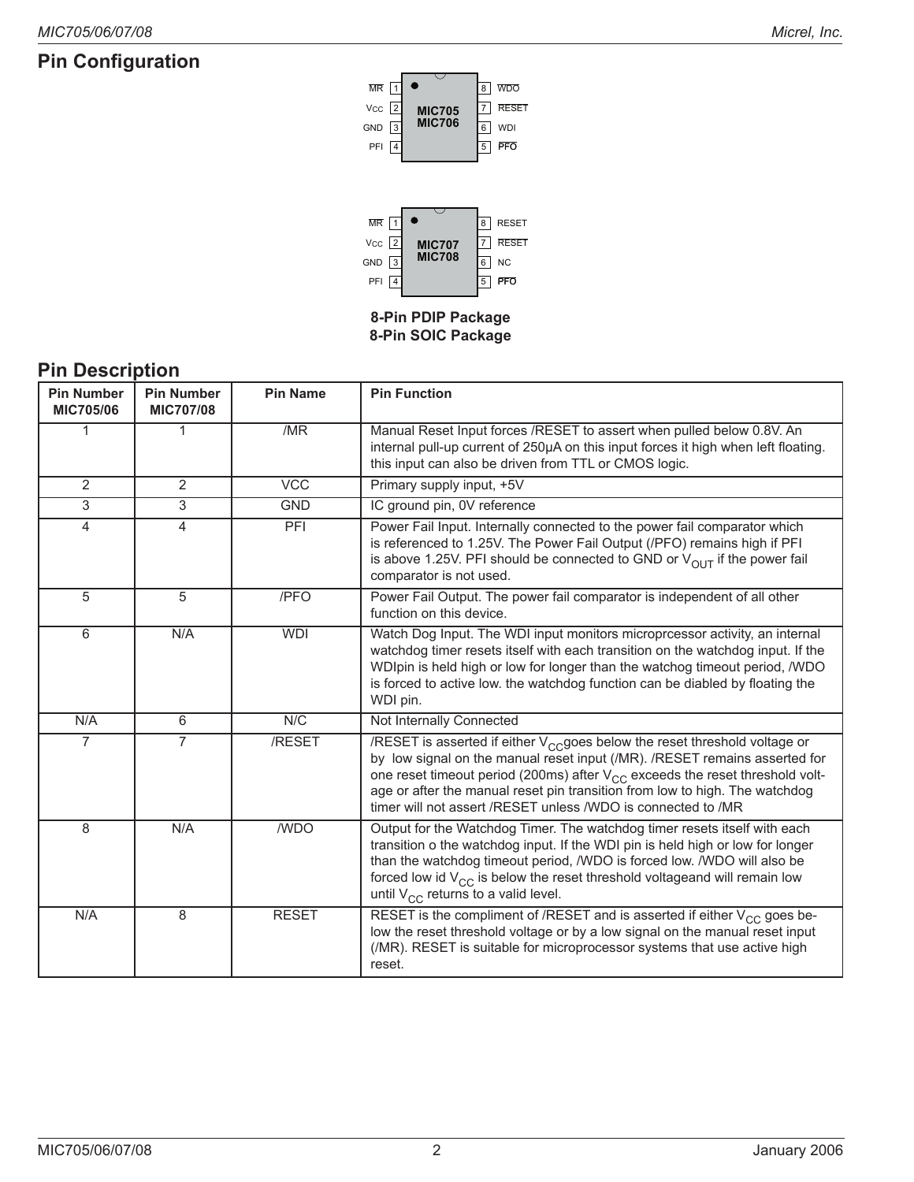## Pin Configuration

| Pin | Name | | Pin | Name |
|---|---|---|---|---|
| 1 | /MR | **MIC705 MIC706** | 8 | /WDO |
| 2 | VCC | | 7 | /RESET |
| 3 | GND | | 6 | WDI |
| 4 | PFI | | 5 | /PFO |

| Pin | Name | | Pin | Name |
|---|---|---|---|---|
| 1 | /MR | **MIC707 MIC708** | 8 | RESET |
| 2 | VCC | | 7 | /RESET |
| 3 | GND | | 6 | NC |
| 4 | PFI | | 5 | /PFO |

**8-Pin PDIP Package**
**8-Pin SOIC Package**

## Pin Description

| Pin Number MIC705/06 | Pin Number MIC707/08 | Pin Name | Pin Function |
|---|---|---|---|
| 1 | 1 | /MR | Manual Reset Input forces /RESET to assert when pulled below 0.8V. An internal pull-up current of 250µA on this input forces it high when left floating. this input can also be driven from TTL or CMOS logic. |
| 2 | 2 | VCC | Primary supply input, +5V |
| 3 | 3 | GND | IC ground pin, 0V reference |
| 4 | 4 | PFI | Power Fail Input. Internally connected to the power fail comparator which is referenced to 1.25V. The Power Fail Output (/PFO) remains high if PFI is above 1.25V. PFI should be connected to GND or $V_{OUT}$ if the power fail comparator is not used. |
| 5 | 5 | /PFO | Power Fail Output. The power fail comparator is independent of all other function on this device. |
| 6 | N/A | WDI | Watch Dog Input. The WDI input monitors microprcessor activity, an internal watchdog timer resets itself with each transition on the watchdog input. If the WDIpin is held high or low for longer than the watchog timeout period, /WDO is forced to active low. the watchdog function can be diabled by floating the WDI pin. |
| N/A | 6 | N/C | Not Internally Connected |
| 7 | 7 | /RESET | /RESET is asserted if either $V_{CC}$goes below the reset threshold voltage or by low signal on the manual reset input (/MR). /RESET remains asserted for one reset timeout period (200ms) after $V_{CC}$ exceeds the reset threshold voltage or after the manual reset pin transition from low to high. The watchdog timer will not assert /RESET unless /WDO is connected to /MR |
| 8 | N/A | /WDO | Output for the Watchdog Timer. The watchdog timer resets itself with each transition o the watchdog input. If the WDI pin is held high or low for longer than the watchdog timeout period, /WDO is forced low. /WDO will also be forced low id $V_{CC}$ is below the reset threshold voltageand will remain low until $V_{CC}$ returns to a valid level. |
| N/A | 8 | RESET | RESET is the compliment of /RESET and is asserted if either $V_{CC}$ goes below the reset threshold voltage or by a low signal on the manual reset input (/MR). RESET is suitable for microprocessor systems that use active high reset. |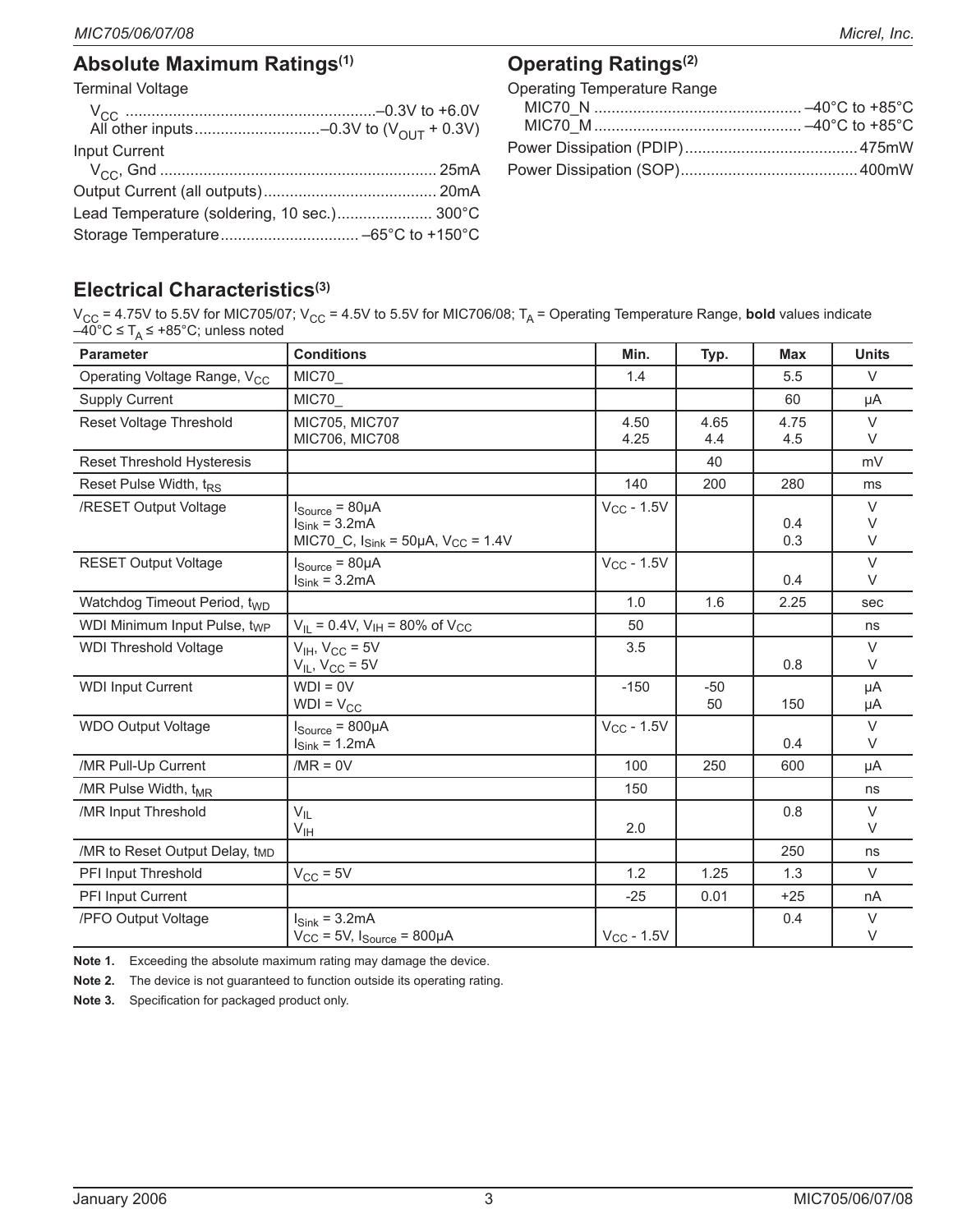## Absolute Maximum Ratings[1]

Terminal Voltage

$V_{CC}$ ........................................................–0.3V to +6.0V
All other inputs............................–0.3V to ($V_{OUT}$ + 0.3V)

Input Current

$V_{CC}$, Gnd ............................................................... 25mA

Output Current (all outputs)........................................ 20mA

Lead Temperature (soldering, 10 sec.)...................... 300°C

Storage Temperature................................ –65°C to +150°C

## Operating Ratings[2]

Operating Temperature Range

MIC70_N ............................................... –40°C to +85°C
MIC70_M ............................................... –40°C to +85°C

Power Dissipation (PDIP)........................................ 475mW

Power Dissipation (SOP)......................................... 400mW

## Electrical Characteristics[3]

$V_{CC}$ = 4.75V to 5.5V for MIC705/07; $V_{CC}$ = 4.5V to 5.5V for MIC706/08; $T_A$ = Operating Temperature Range, **bold** values indicate –40°C ≤ $T_A$ ≤ +85°C; unless noted

| Parameter | Conditions | Min. | Typ. | Max | Units |
|---|---|---|---|---|---|
| Operating Voltage Range, $V_{CC}$ | MIC70_ | 1.4 | | 5.5 | V |
| Supply Current | MIC70_ | | | 60 | µA |
| Reset Voltage Threshold | MIC705, MIC707<br>MIC706, MIC708 | 4.50<br>4.25 | 4.65<br>4.4 | 4.75<br>4.5 | V<br>V |
| Reset Threshold Hysteresis | | | 40 | | mV |
| Reset Pulse Width, $t_{RS}$ | | 140 | 200 | 280 | ms |
| /RESET Output Voltage | $I_{Source}$ = 80µA<br>$I_{Sink}$ = 3.2mA<br>MIC70_C, $I_{Sink}$ = 50µA, $V_{CC}$ = 1.4V | $V_{CC}$ - 1.5V | | <br>0.4<br>0.3 | V<br>V<br>V |
| RESET Output Voltage | $I_{Source}$ = 80µA<br>$I_{Sink}$ = 3.2mA | $V_{CC}$ - 1.5V | | <br>0.4 | V<br>V |
| Watchdog Timeout Period, $t_{WD}$ | | 1.0 | 1.6 | 2.25 | sec |
| WDI Minimum Input Pulse, $t_{WP}$ | $V_{IL}$ = 0.4V, $V_{IH}$ = 80% of $V_{CC}$ | 50 | | | ns |
| WDI Threshold Voltage | $V_{IH}$, $V_{CC}$ = 5V<br>$V_{IL}$, $V_{CC}$ = 5V | 3.5 | | <br>0.8 | V<br>V |
| WDI Input Current | WDI = 0V<br>WDI = $V_{CC}$ | -150 | -50<br>50 | <br>150 | µA<br>µA |
| WDO Output Voltage | $I_{Source}$ = 800µA<br>$I_{Sink}$ = 1.2mA | $V_{CC}$ - 1.5V | | <br>0.4 | V<br>V |
| /MR Pull-Up Current | /MR = 0V | 100 | 250 | 600 | µA |
| /MR Pulse Width, $t_{MR}$ | | 150 | | | ns |
| /MR Input Threshold | $V_{IL}$<br>$V_{IH}$ | <br>2.0 | | 0.8 | V<br>V |
| /MR to Reset Output Delay, $t_{MD}$ | | | | 250 | ns |
| PFI Input Threshold | $V_{CC}$ = 5V | 1.2 | 1.25 | 1.3 | V |
| PFI Input Current | | -25 | 0.01 | +25 | nA |
| /PFO Output Voltage | $I_{Sink}$ = 3.2mA<br>$V_{CC}$ = 5V, $I_{Source}$ = 800µA | <br>$V_{CC}$ - 1.5V | | 0.4 | V<br>V |

**Note 1.** Exceeding the absolute maximum rating may damage the device.

**Note 2.** The device is not guaranteed to function outside its operating rating.

**Note 3.** Specification for packaged product only.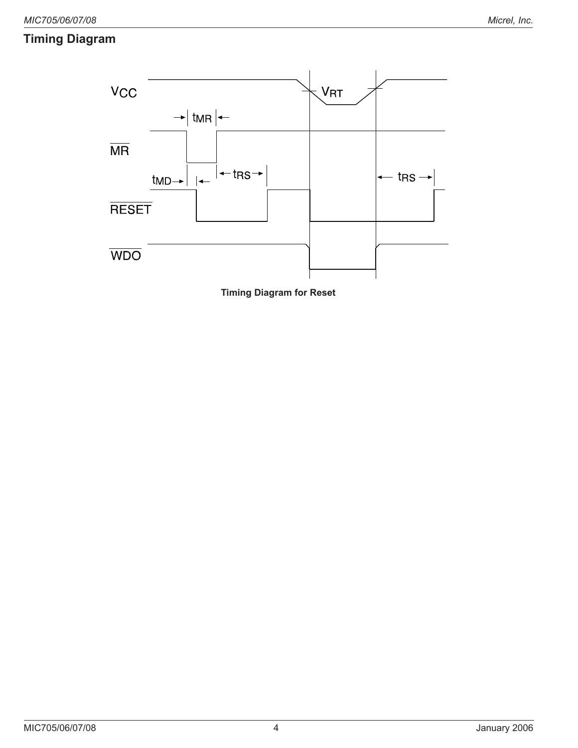## Timing Diagram

**Timing Diagram for Reset**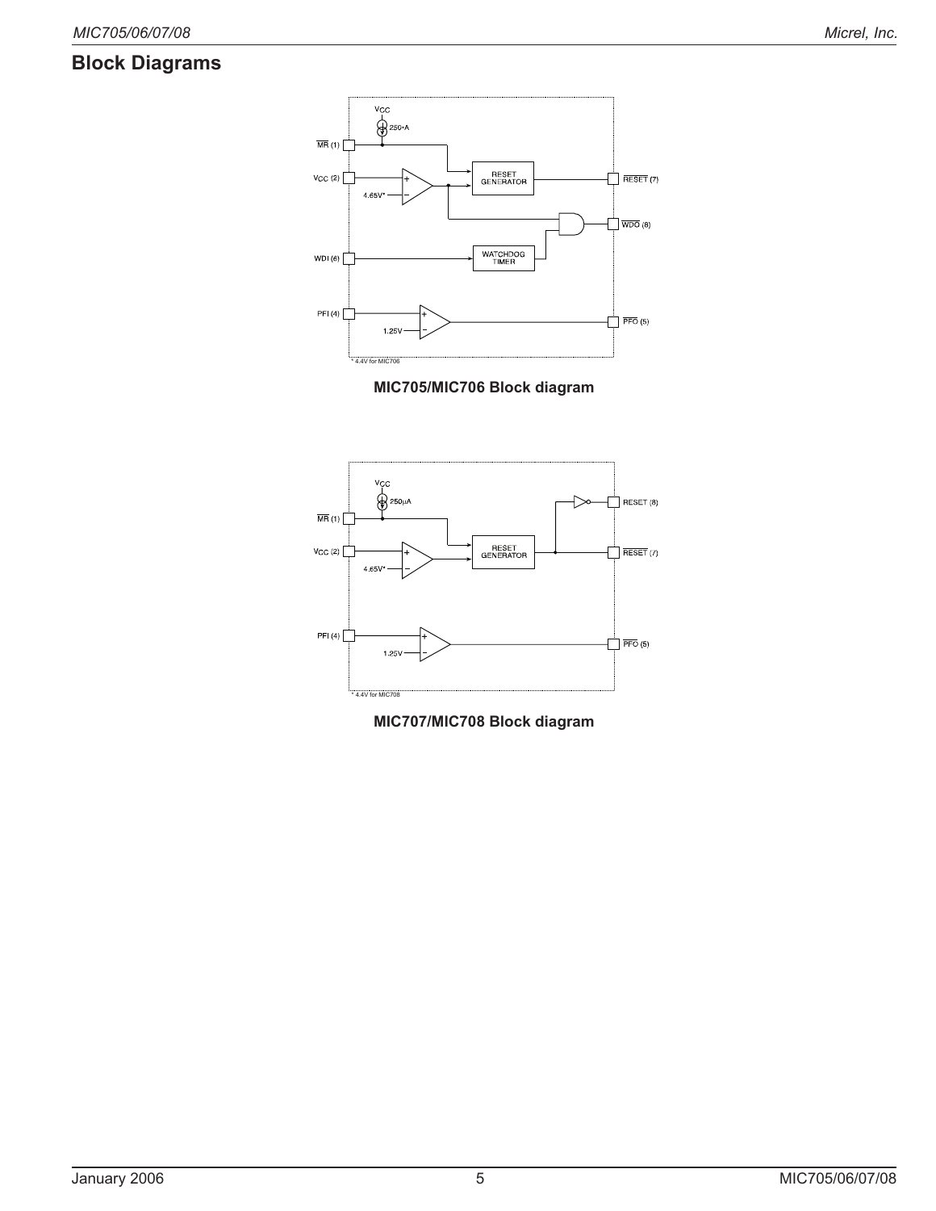## Block Diagrams

MIC705/MIC706 Block diagram

MIC707/MIC708 Block diagram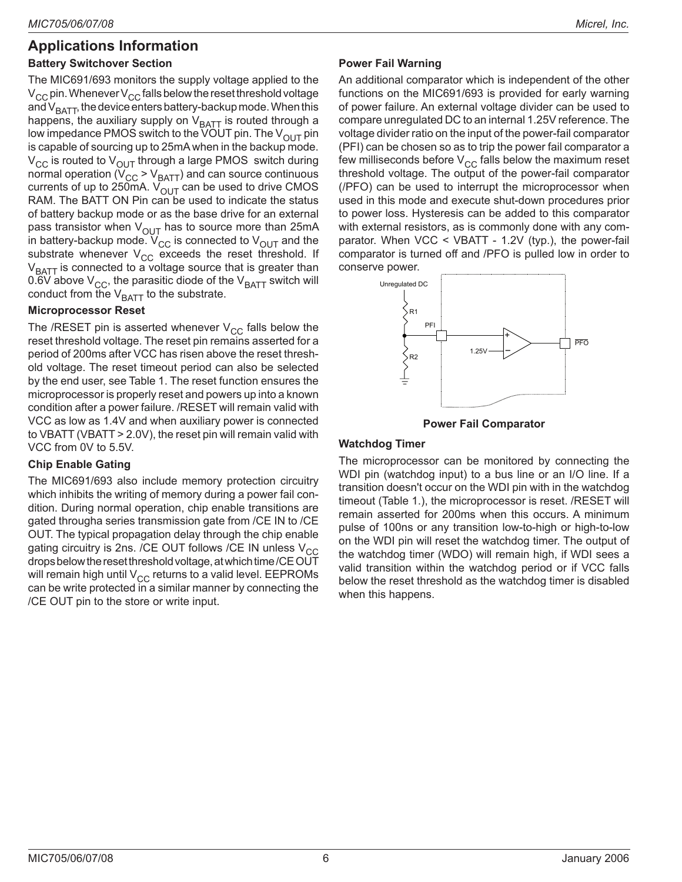## Applications Information

### Battery Switchover Section

The MIC691/693 monitors the supply voltage applied to the $V_{CC}$ pin. Whenever $V_{CC}$ falls below the reset threshold voltage and $V_{BATT}$, the device enters battery-backup mode. When this happens, the auxiliary supply on $V_{BATT}$ is routed through a low impedance PMOS switch to the VOUT pin. The $V_{OUT}$ pin is capable of sourcing up to 25mA when in the backup mode. $V_{CC}$ is routed to $V_{OUT}$ through a large PMOS switch during normal operation ($V_{CC} > V_{BATT}$) and can source continuous currents of up to 250mA. $V_{OUT}$ can be used to drive CMOS RAM. The BATT ON Pin can be used to indicate the status of battery backup mode or as the base drive for an external pass transistor when $V_{OUT}$ has to source more than 25mA in battery-backup mode. $V_{CC}$ is connected to $V_{OUT}$ and the substrate whenever $V_{CC}$ exceeds the reset threshold. If $V_{BATT}$ is connected to a voltage source that is greater than 0.6V above $V_{CC}$, the parasitic diode of the $V_{BATT}$ switch will conduct from the $V_{BATT}$ to the substrate.

### Microprocessor Reset

The /RESET pin is asserted whenever $V_{CC}$ falls below the reset threshold voltage. The reset pin remains asserted for a period of 200ms after VCC has risen above the reset threshold voltage. The reset timeout period can also be selected by the end user, see Table 1. The reset function ensures the microprocessor is properly reset and powers up into a known condition after a power failure. /RESET will remain valid with VCC as low as 1.4V and when auxiliary power is connected to VBATT (VBATT > 2.0V), the reset pin will remain valid with VCC from 0V to 5.5V.

### Chip Enable Gating

The MIC691/693 also include memory protection circuitry which inhibits the writing of memory during a power fail condition. During normal operation, chip enable transitions are gated througha series transmission gate from /CE IN to /CE OUT. The typical propagation delay through the chip enable gating circuitry is 2ns. /CE OUT follows /CE IN unless $V_{CC}$ drops below the reset threshold voltage, at which time /CE OUT will remain high until $V_{CC}$ returns to a valid level. EEPROMs can be write protected in a similar manner by connecting the /CE OUT pin to the store or write input.

### Power Fail Warning

An additional comparator which is independent of the other functions on the MIC691/693 is provided for early warning of power failure. An external voltage divider can be used to compare unregulated DC to an internal 1.25V reference. The voltage divider ratio on the input of the power-fail comparator (PFI) can be chosen so as to trip the power fail comparator a few milliseconds before $V_{CC}$ falls below the maximum reset threshold voltage. The output of the power-fail comparator (/PFO) can be used to interrupt the microprocessor when used in this mode and execute shut-down procedures prior to power loss. Hysteresis can be added to this comparator with external resistors, as is commonly done with any comparator. When VCC < VBATT - 1.2V (typ.), the power-fail comparator is turned off and /PFO is pulled low in order to conserve power.

Unregulated DC, R1, R2, PFI, 1.25V, PFO

**Power Fail Comparator**

### Watchdog Timer

The microprocessor can be monitored by connecting the WDI pin (watchdog input) to a bus line or an I/O line. If a transition doesn't occur on the WDI pin with in the watchdog timeout (Table 1.), the microprocessor is reset. /RESET will remain asserted for 200ms when this occurs. A minimum pulse of 100ns or any transition low-to-high or high-to-low on the WDI pin will reset the watchdog timer. The output of the watchdog timer (WDO) will remain high, if WDI sees a valid transition within the watchdog period or if VCC falls below the reset threshold as the watchdog timer is disabled when this happens.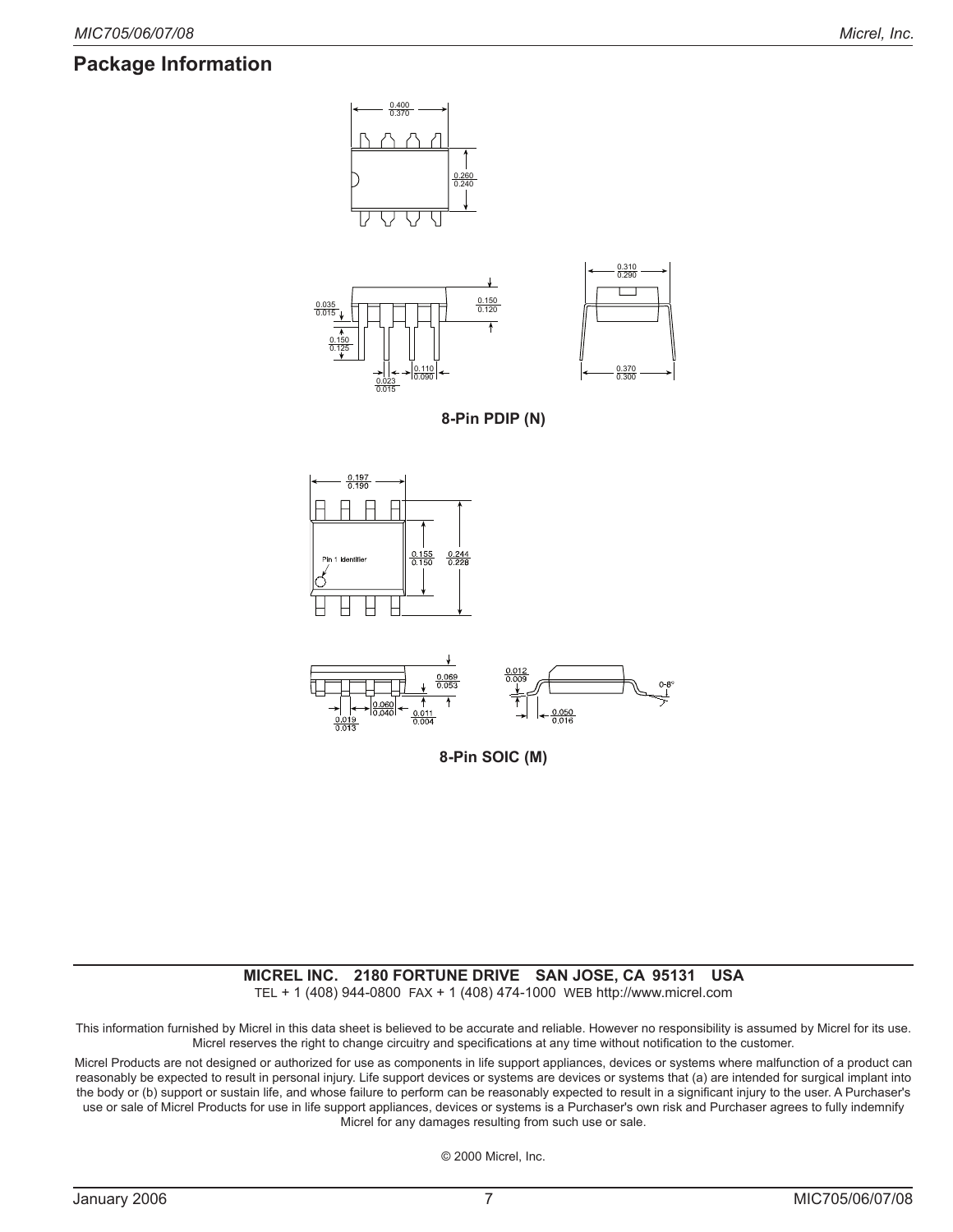## Package Information

0.400
0.370

0.260
0.240

0.035
0.015

0.150
0.125

0.150
0.120

0.023
0.015

0.110
0.090

0.310
0.290

0.370
0.300

**8-Pin PDIP (N)**

0.197
0.190

Pin 1 Identifier

0.155
0.150

0.244
0.228

0.069
0.053

0.060
0.040

0.019
0.013

0.011
0.004

0.012
0.009

0.050
0.016

0–8°

**8-Pin SOIC (M)**

**MICREL INC. 2180 FORTUNE DRIVE SAN JOSE, CA 95131 USA**

TEL + 1 (408) 944-0800 FAX + 1 (408) 474-1000 WEB http://www.micrel.com

This information furnished by Micrel in this data sheet is believed to be accurate and reliable. However no responsibility is assumed by Micrel for its use. Micrel reserves the right to change circuitry and specifications at any time without notification to the customer.

Micrel Products are not designed or authorized for use as components in life support appliances, devices or systems where malfunction of a product can reasonably be expected to result in personal injury. Life support devices or systems are devices or systems that (a) are intended for surgical implant into the body or (b) support or sustain life, and whose failure to perform can be reasonably expected to result in a significant injury to the user. A Purchaser's use or sale of Micrel Products for use in life support appliances, devices or systems is a Purchaser's own risk and Purchaser agrees to fully indemnify Micrel for any damages resulting from such use or sale.

© 2000 Micrel, Inc.